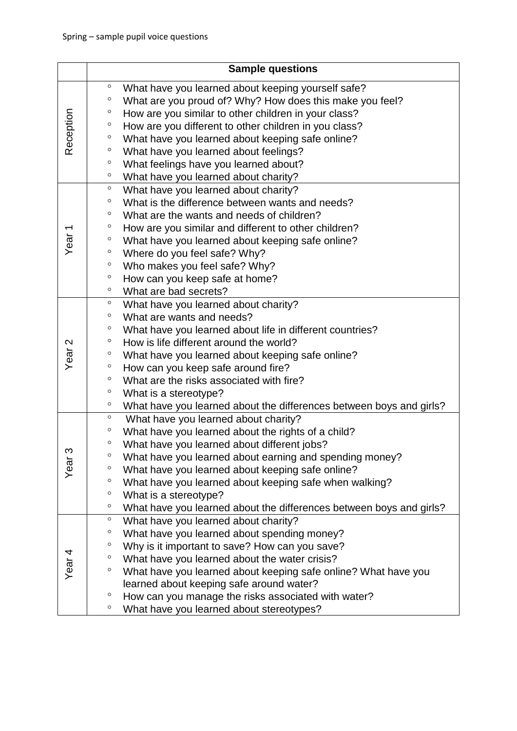Spring – sample pupil voice questions

| | Sample questions |
|---|---|
| Reception | ◦ What have you learned about keeping yourself safe?<br>◦ What are you proud of? Why? How does this make you feel?<br>◦ How are you similar to other children in your class?<br>◦ How are you different to other children in you class?<br>◦ What have you learned about keeping safe online?<br>◦ What have you learned about feelings?<br>◦ What feelings have you learned about?<br>◦ What have you learned about charity? |
| Year 1 | ◦ What have you learned about charity?<br>◦ What is the difference between wants and needs?<br>◦ What are the wants and needs of children?<br>◦ How are you similar and different to other children?<br>◦ What have you learned about keeping safe online?<br>◦ Where do you feel safe? Why?<br>◦ Who makes you feel safe? Why?<br>◦ How can you keep safe at home?<br>◦ What are bad secrets? |
| Year 2 | ◦ What have you learned about charity?<br>◦ What are wants and needs?<br>◦ What have you learned about life in different countries?<br>◦ How is life different around the world?<br>◦ What have you learned about keeping safe online?<br>◦ How can you keep safe around fire?<br>◦ What are the risks associated with fire?<br>◦ What is a stereotype?<br>◦ What have you learned about the differences between boys and girls? |
| Year 3 | ◦ What have you learned about charity?<br>◦ What have you learned about the rights of a child?<br>◦ What have you learned about different jobs?<br>◦ What have you learned about earning and spending money?<br>◦ What have you learned about keeping safe online?<br>◦ What have you learned about keeping safe when walking?<br>◦ What is a stereotype?<br>◦ What have you learned about the differences between boys and girls? |
| Year 4 | ◦ What have you learned about charity?<br>◦ What have you learned about spending money?<br>◦ Why is it important to save? How can you save?<br>◦ What have you learned about the water crisis?<br>◦ What have you learned about keeping safe online? What have you learned about keeping safe around water?<br>◦ How can you manage the risks associated with water?<br>◦ What have you learned about stereotypes? |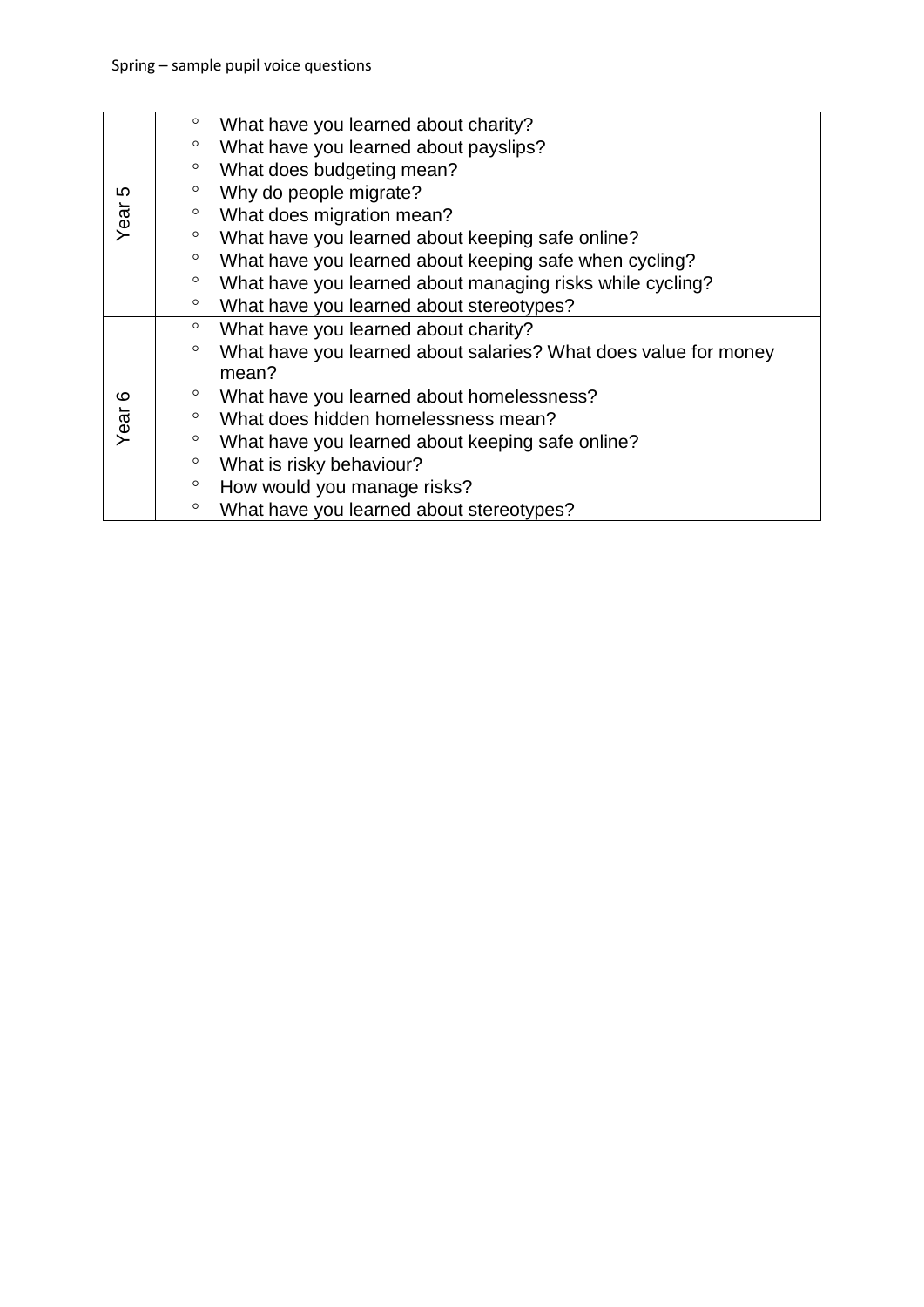Spring – sample pupil voice questions

| | |
|---|---|
| Year 5 | ◦ What have you learned about charity?<br>◦ What have you learned about payslips?<br>◦ What does budgeting mean?<br>◦ Why do people migrate?<br>◦ What does migration mean?<br>◦ What have you learned about keeping safe online?<br>◦ What have you learned about keeping safe when cycling?<br>◦ What have you learned about managing risks while cycling?<br>◦ What have you learned about stereotypes? |
| Year 6 | ◦ What have you learned about charity?<br>◦ What have you learned about salaries? What does value for money mean?<br>◦ What have you learned about homelessness?<br>◦ What does hidden homelessness mean?<br>◦ What have you learned about keeping safe online?<br>◦ What is risky behaviour?<br>◦ How would you manage risks?<br>◦ What have you learned about stereotypes? |